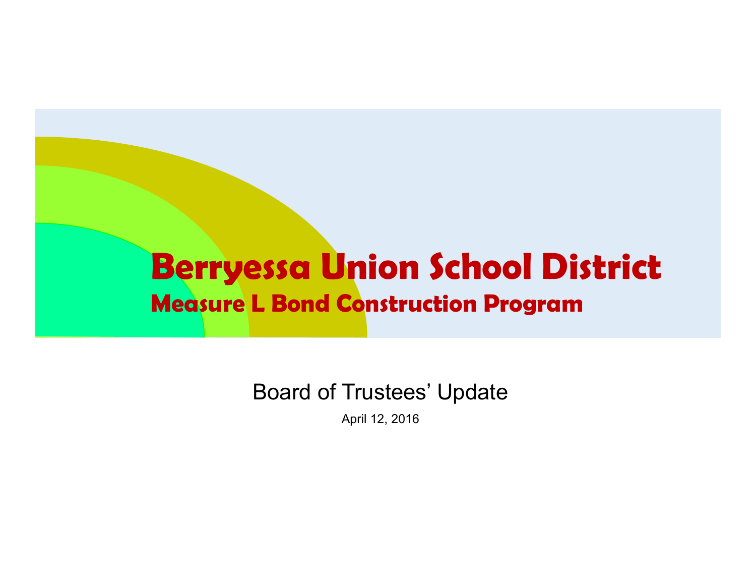# Berryessa Union School District

## Measure L Bond Construction Program

Board of Trustees' Update

April 12, 2016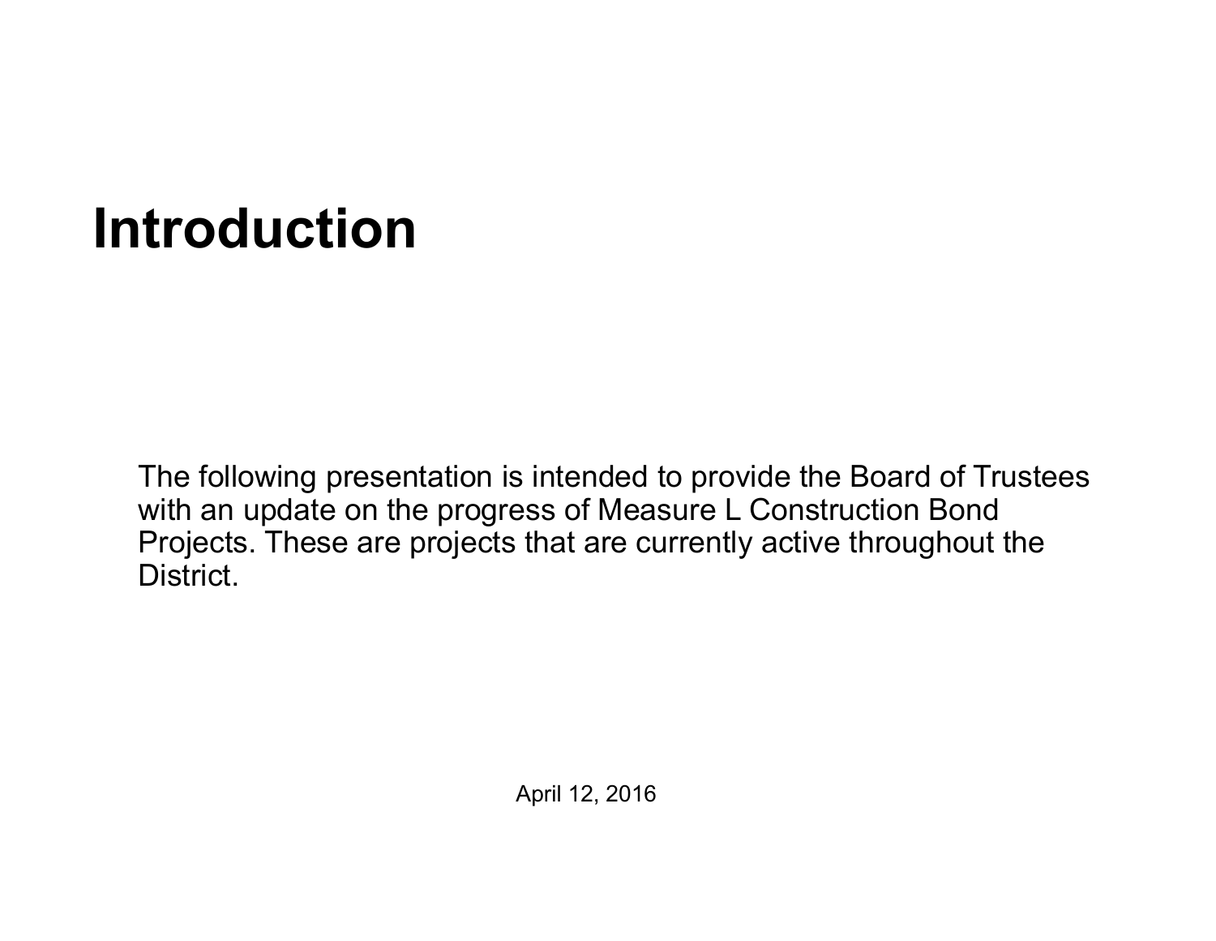# Introduction

The following presentation is intended to provide the Board of Trustees with an update on the progress of Measure L Construction Bond Projects. These are projects that are currently active throughout the District.

April 12, 2016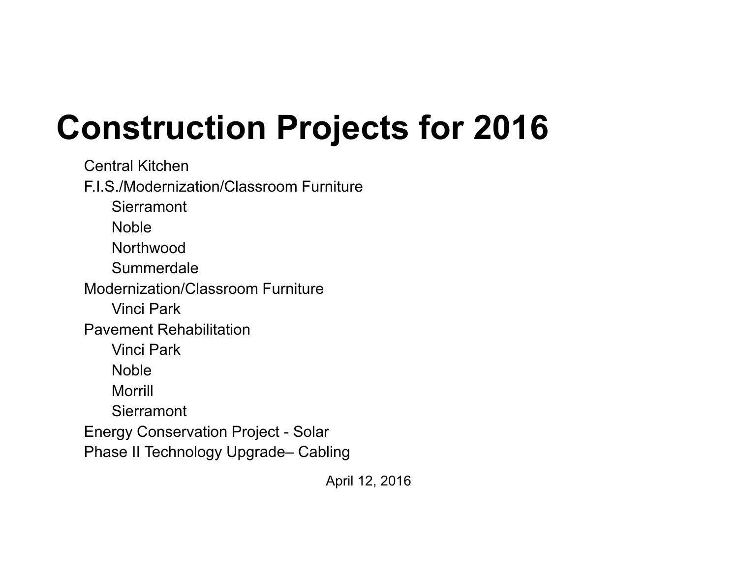# Construction Projects for 2016

- Central Kitchen
- F.I.S./Modernization/Classroom Furniture
  - Sierramont
  - Noble
  - Northwood
  - Summerdale
- Modernization/Classroom Furniture
  - Vinci Park
- Pavement Rehabilitation
  - Vinci Park
  - Noble
  - Morrill
  - Sierramont
- Energy Conservation Project - Solar
- Phase II Technology Upgrade– Cabling

April 12, 2016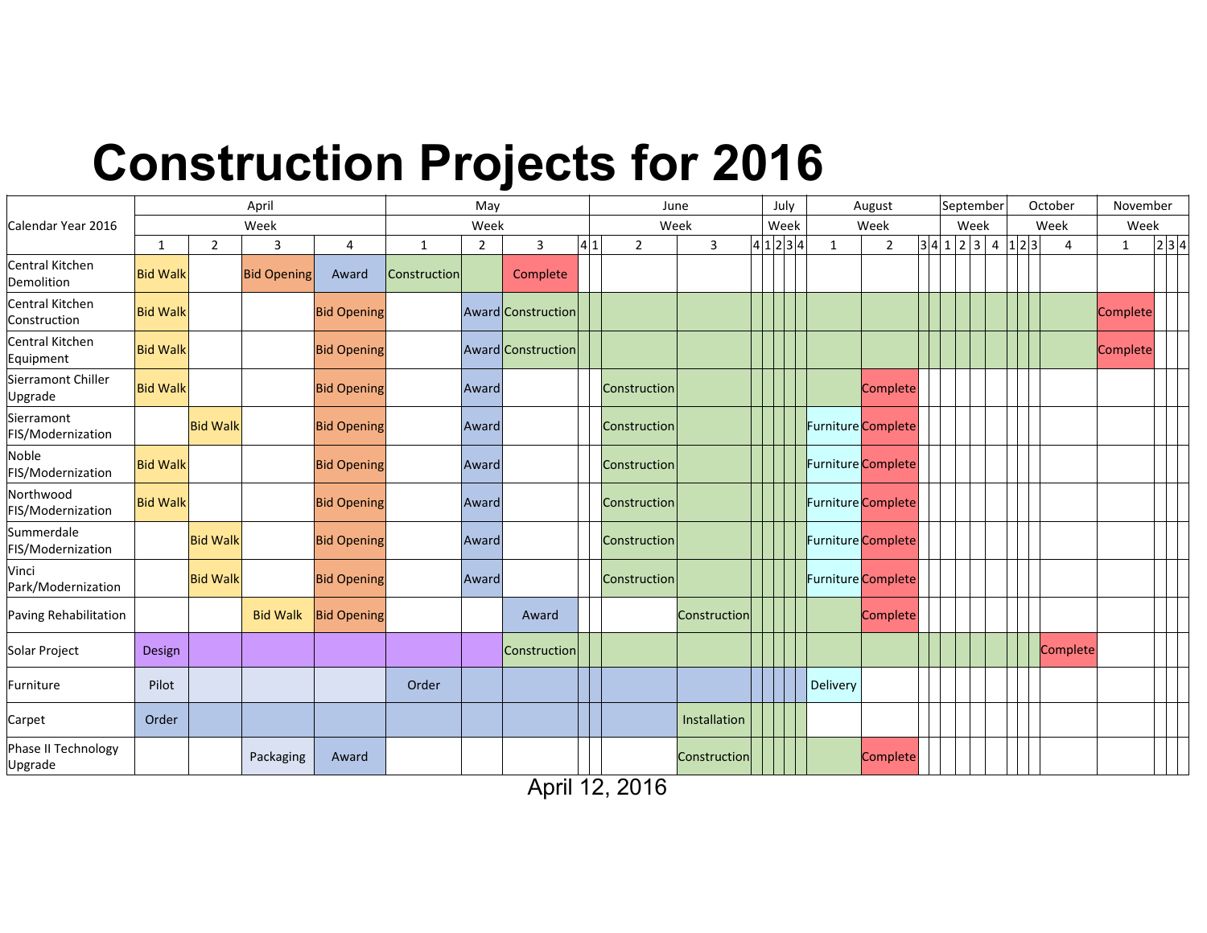# Construction Projects for 2016

| Calendar Year 2016 | April | | | | May | | | | June | | | | July | | | | August | | | | September | | | | October | | | | November | | | |
|---|---|---|---|---|---|---|---|---|---|---|---|---|---|---|---|---|---|---|---|---|---|---|---|---|---|---|---|---|---|---|---|---|
| | Week | | | | Week | | | | Week | | | | Week | | | | Week | | | | Week | | | | Week | | | | Week | | | |
| | 1 | 2 | 3 | 4 | 1 | 2 | 3 | 4 | 1 | 2 | 3 | 4 | 1 | 2 | 3 | 4 | 1 | 2 | 3 | 4 | 1 | 2 | 3 | 4 | 1 | 2 | 3 | 4 | 1 | 2 | 3 | 4 |
| Central Kitchen Demolition | Bid Walk | | Bid Opening | Award | Construction | | Complete | | | | | | | | | | | | | | | | | | | | | | | | | |
| Central Kitchen Construction | Bid Walk | | | Bid Opening | | Award | Construction | | | | | | | | | | | | | | | | | | | | | | Complete | | | |
| Central Kitchen Equipment | Bid Walk | | | Bid Opening | | Award | Construction | | | | | | | | | | | | | | | | | | | | | | Complete | | | |
| Sierramont Chiller Upgrade | Bid Walk | | | Bid Opening | | Award | | | | Construction | | | | | | | | Complete | | | | | | | | | | | | | | |
| Sierramont FIS/Modernization | | Bid Walk | | Bid Opening | | Award | | | | Construction | | | | | | | Furniture | Complete | | | | | | | | | | | | | | |
| Noble FIS/Modernization | Bid Walk | | | Bid Opening | | Award | | | | Construction | | | | | | | Furniture | Complete | | | | | | | | | | | | | | |
| Northwood FIS/Modernization | Bid Walk | | | Bid Opening | | Award | | | | Construction | | | | | | | Furniture | Complete | | | | | | | | | | | | | | |
| Summerdale FIS/Modernization | | Bid Walk | | Bid Opening | | Award | | | | Construction | | | | | | | Furniture | Complete | | | | | | | | | | | | | | |
| Vinci Park/Modernization | | Bid Walk | | Bid Opening | | Award | | | | Construction | | | | | | | Furniture | Complete | | | | | | | | | | | | | | |
| Paving Rehabilitation | | | Bid Walk | Bid Opening | | | Award | | | | Construction | | | | | | | Complete | | | | | | | | | | | | | | |
| Solar Project | Design | | | | | | Construction | | | | | | | | | | | | | | | | | | | | | Complete | | | | |
| Furniture | Pilot | | | | Order | | | | | | | | | | | | Delivery | | | | | | | | | | | | | | | |
| Carpet | Order | | | | | | | | | | Installation | | | | | | | | | | | | | | | | | | | | | |
| Phase II Technology Upgrade | | | Packaging | Award | | | | | | | Construction | | | | | | | Complete | | | | | | | | | | | | | | |

April 12, 2016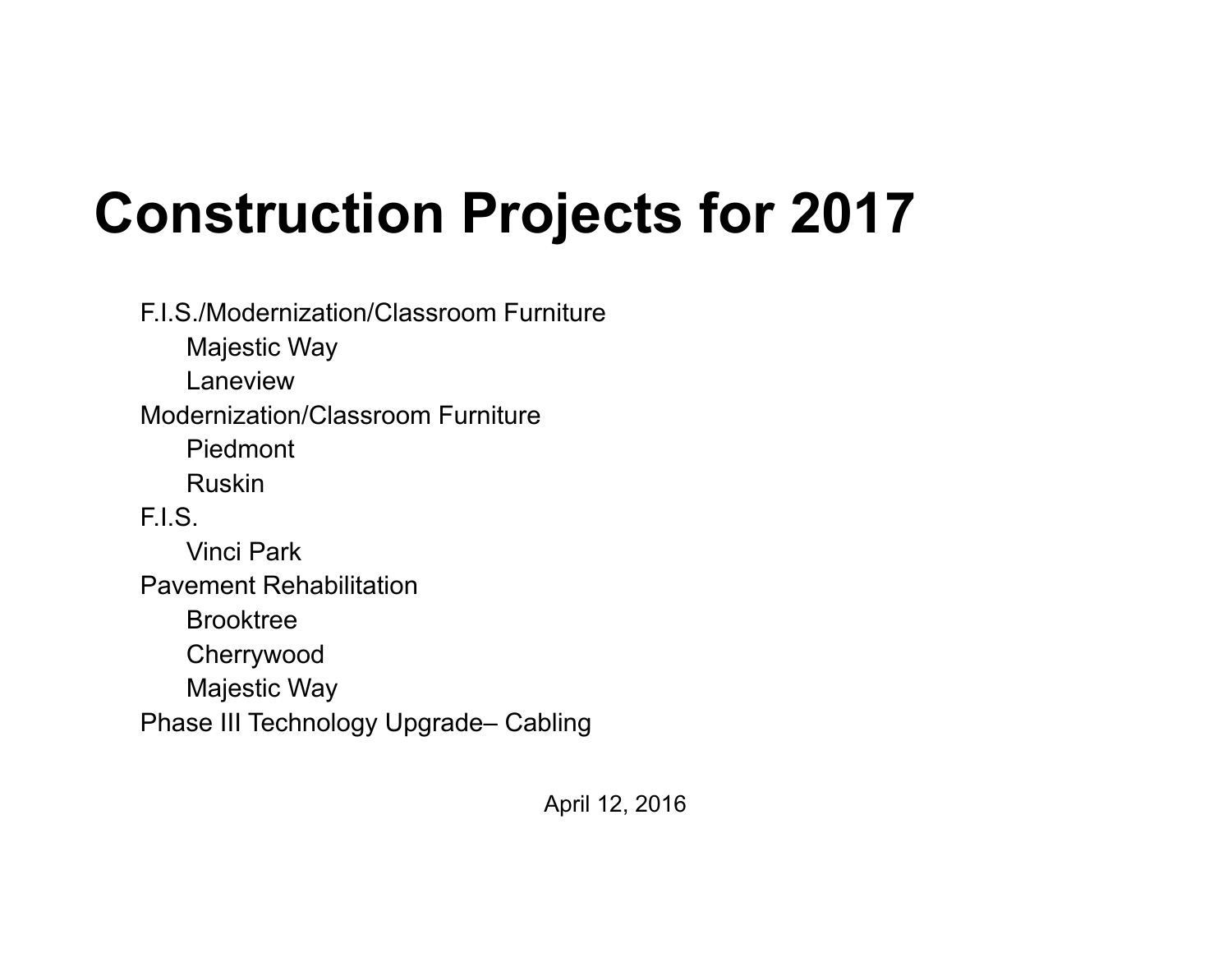# Construction Projects for 2017

- F.I.S./Modernization/Classroom Furniture
  - Majestic Way
  - Laneview
- Modernization/Classroom Furniture
  - Piedmont
  - Ruskin
- F.I.S.
  - Vinci Park
- Pavement Rehabilitation
  - Brooktree
  - Cherrywood
  - Majestic Way
- Phase III Technology Upgrade– Cabling

April 12, 2016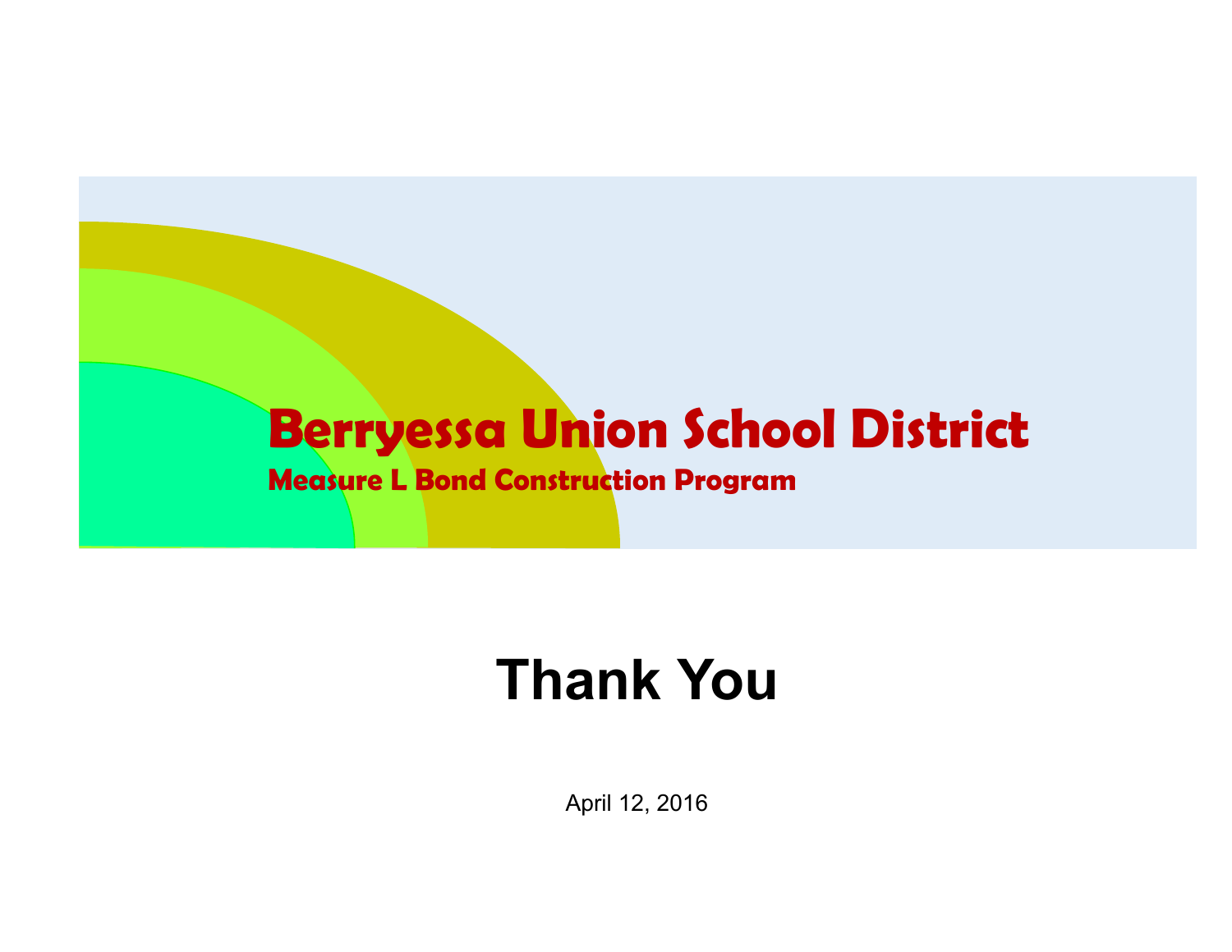# Berryessa Union School District

## Measure L Bond Construction Program

# Thank You

April 12, 2016